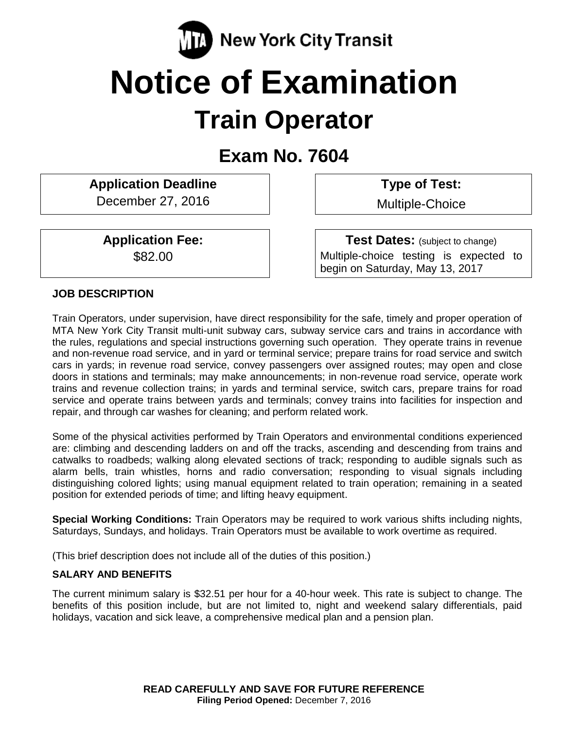MTA New York City Transit

# Notice of Examination

## Train Operator

### Exam No. 7604

**Application Deadline**
December 27, 2016

**Type of Test:**
Multiple-Choice

**Application Fee:**
$82.00

**Test Dates:** (subject to change)
Multiple-choice testing is expected to begin on Saturday, May 13, 2017

**JOB DESCRIPTION**

Train Operators, under supervision, have direct responsibility for the safe, timely and proper operation of MTA New York City Transit multi-unit subway cars, subway service cars and trains in accordance with the rules, regulations and special instructions governing such operation. They operate trains in revenue and non-revenue road service, and in yard or terminal service; prepare trains for road service and switch cars in yards; in revenue road service, convey passengers over assigned routes; may open and close doors in stations and terminals; may make announcements; in non-revenue road service, operate work trains and revenue collection trains; in yards and terminal service, switch cars, prepare trains for road service and operate trains between yards and terminals; convey trains into facilities for inspection and repair, and through car washes for cleaning; and perform related work.

Some of the physical activities performed by Train Operators and environmental conditions experienced are: climbing and descending ladders on and off the tracks, ascending and descending from trains and catwalks to roadbeds; walking along elevated sections of track; responding to audible signals such as alarm bells, train whistles, horns and radio conversation; responding to visual signals including distinguishing colored lights; using manual equipment related to train operation; remaining in a seated position for extended periods of time; and lifting heavy equipment.

**Special Working Conditions:** Train Operators may be required to work various shifts including nights, Saturdays, Sundays, and holidays. Train Operators must be available to work overtime as required.

(This brief description does not include all of the duties of this position.)

**SALARY AND BENEFITS**

The current minimum salary is $32.51 per hour for a 40-hour week. This rate is subject to change. The benefits of this position include, but are not limited to, night and weekend salary differentials, paid holidays, vacation and sick leave, a comprehensive medical plan and a pension plan.

**READ CAREFULLY AND SAVE FOR FUTURE REFERENCE**
**Filing Period Opened:** December 7, 2016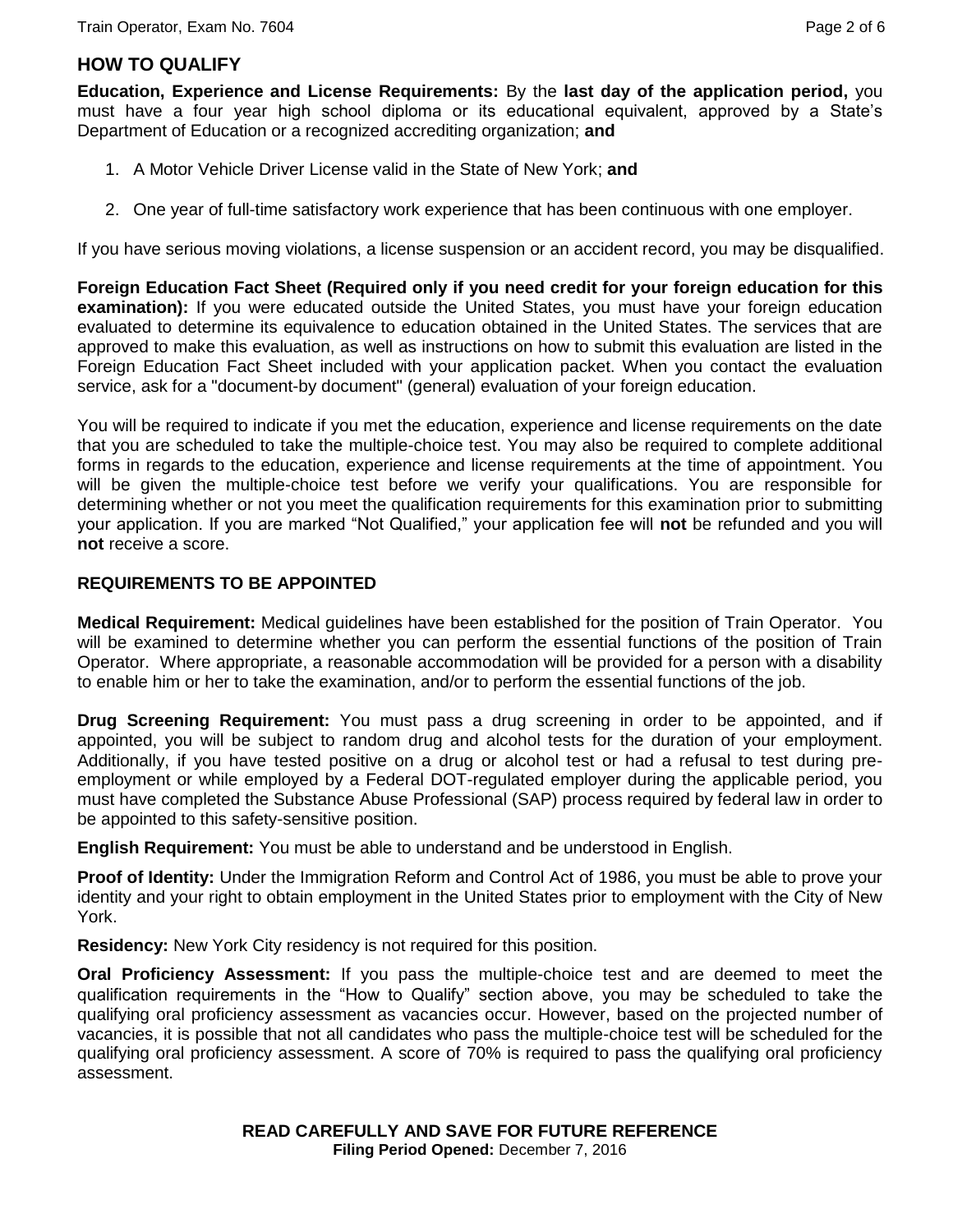## HOW TO QUALIFY

**Education, Experience and License Requirements:** By the **last day of the application period,** you must have a four year high school diploma or its educational equivalent, approved by a State's Department of Education or a recognized accrediting organization; **and**

1. A Motor Vehicle Driver License valid in the State of New York; **and**

2. One year of full-time satisfactory work experience that has been continuous with one employer.

If you have serious moving violations, a license suspension or an accident record, you may be disqualified.

**Foreign Education Fact Sheet (Required only if you need credit for your foreign education for this examination):** If you were educated outside the United States, you must have your foreign education evaluated to determine its equivalence to education obtained in the United States. The services that are approved to make this evaluation, as well as instructions on how to submit this evaluation are listed in the Foreign Education Fact Sheet included with your application packet. When you contact the evaluation service, ask for a "document-by document" (general) evaluation of your foreign education.

You will be required to indicate if you met the education, experience and license requirements on the date that you are scheduled to take the multiple-choice test. You may also be required to complete additional forms in regards to the education, experience and license requirements at the time of appointment. You will be given the multiple-choice test before we verify your qualifications. You are responsible for determining whether or not you meet the qualification requirements for this examination prior to submitting your application. If you are marked "Not Qualified," your application fee will **not** be refunded and you will **not** receive a score.

## REQUIREMENTS TO BE APPOINTED

**Medical Requirement:** Medical guidelines have been established for the position of Train Operator. You will be examined to determine whether you can perform the essential functions of the position of Train Operator. Where appropriate, a reasonable accommodation will be provided for a person with a disability to enable him or her to take the examination, and/or to perform the essential functions of the job.

**Drug Screening Requirement:** You must pass a drug screening in order to be appointed, and if appointed, you will be subject to random drug and alcohol tests for the duration of your employment. Additionally, if you have tested positive on a drug or alcohol test or had a refusal to test during pre-employment or while employed by a Federal DOT-regulated employer during the applicable period, you must have completed the Substance Abuse Professional (SAP) process required by federal law in order to be appointed to this safety-sensitive position.

**English Requirement:** You must be able to understand and be understood in English.

**Proof of Identity:** Under the Immigration Reform and Control Act of 1986, you must be able to prove your identity and your right to obtain employment in the United States prior to employment with the City of New York.

**Residency:** New York City residency is not required for this position.

**Oral Proficiency Assessment:** If you pass the multiple-choice test and are deemed to meet the qualification requirements in the "How to Qualify" section above, you may be scheduled to take the qualifying oral proficiency assessment as vacancies occur. However, based on the projected number of vacancies, it is possible that not all candidates who pass the multiple-choice test will be scheduled for the qualifying oral proficiency assessment. A score of 70% is required to pass the qualifying oral proficiency assessment.

**READ CAREFULLY AND SAVE FOR FUTURE REFERENCE**
**Filing Period Opened:** December 7, 2016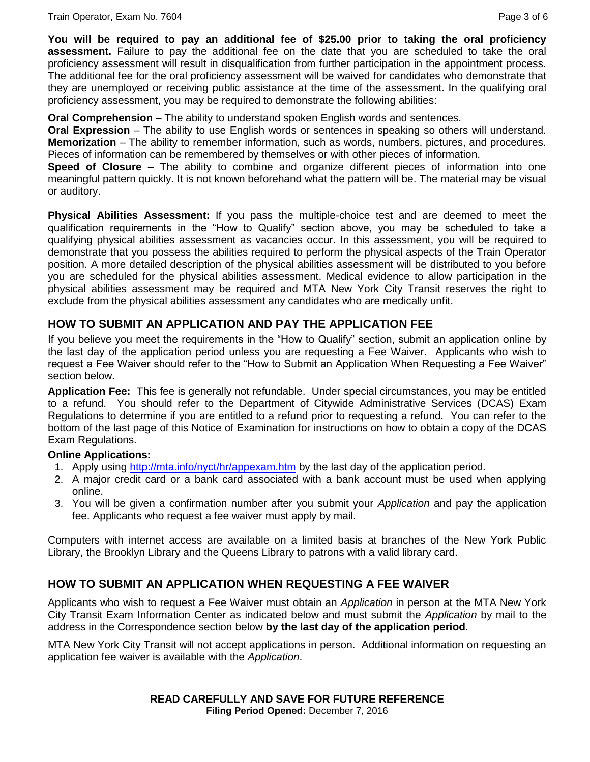**You will be required to pay an additional fee of $25.00 prior to taking the oral proficiency assessment.** Failure to pay the additional fee on the date that you are scheduled to take the oral proficiency assessment will result in disqualification from further participation in the appointment process. The additional fee for the oral proficiency assessment will be waived for candidates who demonstrate that they are unemployed or receiving public assistance at the time of the assessment. In the qualifying oral proficiency assessment, you may be required to demonstrate the following abilities:

**Oral Comprehension** – The ability to understand spoken English words and sentences.
**Oral Expression** – The ability to use English words or sentences in speaking so others will understand.
**Memorization** – The ability to remember information, such as words, numbers, pictures, and procedures. Pieces of information can be remembered by themselves or with other pieces of information.
**Speed of Closure** – The ability to combine and organize different pieces of information into one meaningful pattern quickly. It is not known beforehand what the pattern will be. The material may be visual or auditory.

**Physical Abilities Assessment:** If you pass the multiple-choice test and are deemed to meet the qualification requirements in the "How to Qualify" section above, you may be scheduled to take a qualifying physical abilities assessment as vacancies occur. In this assessment, you will be required to demonstrate that you possess the abilities required to perform the physical aspects of the Train Operator position. A more detailed description of the physical abilities assessment will be distributed to you before you are scheduled for the physical abilities assessment. Medical evidence to allow participation in the physical abilities assessment may be required and MTA New York City Transit reserves the right to exclude from the physical abilities assessment any candidates who are medically unfit.

## HOW TO SUBMIT AN APPLICATION AND PAY THE APPLICATION FEE

If you believe you meet the requirements in the "How to Qualify" section, submit an application online by the last day of the application period unless you are requesting a Fee Waiver. Applicants who wish to request a Fee Waiver should refer to the "How to Submit an Application When Requesting a Fee Waiver" section below.

**Application Fee:** This fee is generally not refundable. Under special circumstances, you may be entitled to a refund. You should refer to the Department of Citywide Administrative Services (DCAS) Exam Regulations to determine if you are entitled to a refund prior to requesting a refund. You can refer to the bottom of the last page of this Notice of Examination for instructions on how to obtain a copy of the DCAS Exam Regulations.

**Online Applications:**

1. Apply using http://mta.info/nyct/hr/appexam.htm by the last day of the application period.
2. A major credit card or a bank card associated with a bank account must be used when applying online.
3. You will be given a confirmation number after you submit your *Application* and pay the application fee. Applicants who request a fee waiver must apply by mail.

Computers with internet access are available on a limited basis at branches of the New York Public Library, the Brooklyn Library and the Queens Library to patrons with a valid library card.

## HOW TO SUBMIT AN APPLICATION WHEN REQUESTING A FEE WAIVER

Applicants who wish to request a Fee Waiver must obtain an *Application* in person at the MTA New York City Transit Exam Information Center as indicated below and must submit the *Application* by mail to the address in the Correspondence section below **by the last day of the application period**.

MTA New York City Transit will not accept applications in person. Additional information on requesting an application fee waiver is available with the *Application*.

**READ CAREFULLY AND SAVE FOR FUTURE REFERENCE**
**Filing Period Opened:** December 7, 2016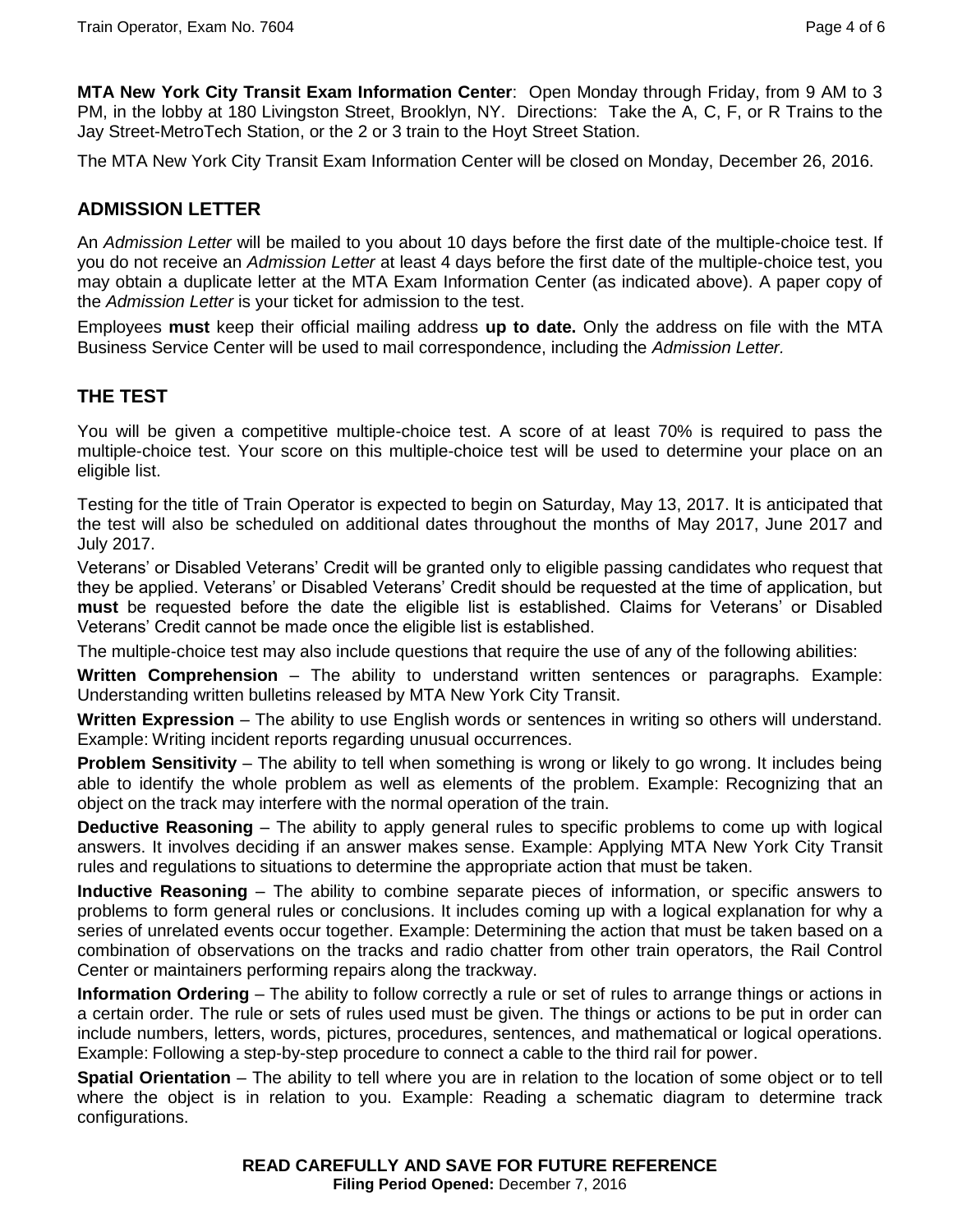**MTA New York City Transit Exam Information Center**: Open Monday through Friday, from 9 AM to 3 PM, in the lobby at 180 Livingston Street, Brooklyn, NY. Directions: Take the A, C, F, or R Trains to the Jay Street-MetroTech Station, or the 2 or 3 train to the Hoyt Street Station.

The MTA New York City Transit Exam Information Center will be closed on Monday, December 26, 2016.

## ADMISSION LETTER

An *Admission Letter* will be mailed to you about 10 days before the first date of the multiple-choice test. If you do not receive an *Admission Letter* at least 4 days before the first date of the multiple-choice test, you may obtain a duplicate letter at the MTA Exam Information Center (as indicated above). A paper copy of the *Admission Letter* is your ticket for admission to the test.

Employees **must** keep their official mailing address **up to date.** Only the address on file with the MTA Business Service Center will be used to mail correspondence, including the *Admission Letter.*

## THE TEST

You will be given a competitive multiple-choice test. A score of at least 70% is required to pass the multiple-choice test. Your score on this multiple-choice test will be used to determine your place on an eligible list.

Testing for the title of Train Operator is expected to begin on Saturday, May 13, 2017. It is anticipated that the test will also be scheduled on additional dates throughout the months of May 2017, June 2017 and July 2017.

Veterans' or Disabled Veterans' Credit will be granted only to eligible passing candidates who request that they be applied. Veterans' or Disabled Veterans' Credit should be requested at the time of application, but **must** be requested before the date the eligible list is established. Claims for Veterans' or Disabled Veterans' Credit cannot be made once the eligible list is established.

The multiple-choice test may also include questions that require the use of any of the following abilities:

**Written Comprehension** – The ability to understand written sentences or paragraphs. Example: Understanding written bulletins released by MTA New York City Transit.

**Written Expression** – The ability to use English words or sentences in writing so others will understand. Example: Writing incident reports regarding unusual occurrences.

**Problem Sensitivity** – The ability to tell when something is wrong or likely to go wrong. It includes being able to identify the whole problem as well as elements of the problem. Example: Recognizing that an object on the track may interfere with the normal operation of the train.

**Deductive Reasoning** – The ability to apply general rules to specific problems to come up with logical answers. It involves deciding if an answer makes sense. Example: Applying MTA New York City Transit rules and regulations to situations to determine the appropriate action that must be taken.

**Inductive Reasoning** – The ability to combine separate pieces of information, or specific answers to problems to form general rules or conclusions. It includes coming up with a logical explanation for why a series of unrelated events occur together. Example: Determining the action that must be taken based on a combination of observations on the tracks and radio chatter from other train operators, the Rail Control Center or maintainers performing repairs along the trackway.

**Information Ordering** – The ability to follow correctly a rule or set of rules to arrange things or actions in a certain order. The rule or sets of rules used must be given. The things or actions to be put in order can include numbers, letters, words, pictures, procedures, sentences, and mathematical or logical operations. Example: Following a step-by-step procedure to connect a cable to the third rail for power.

**Spatial Orientation** – The ability to tell where you are in relation to the location of some object or to tell where the object is in relation to you. Example: Reading a schematic diagram to determine track configurations.

**READ CAREFULLY AND SAVE FOR FUTURE REFERENCE**
**Filing Period Opened:** December 7, 2016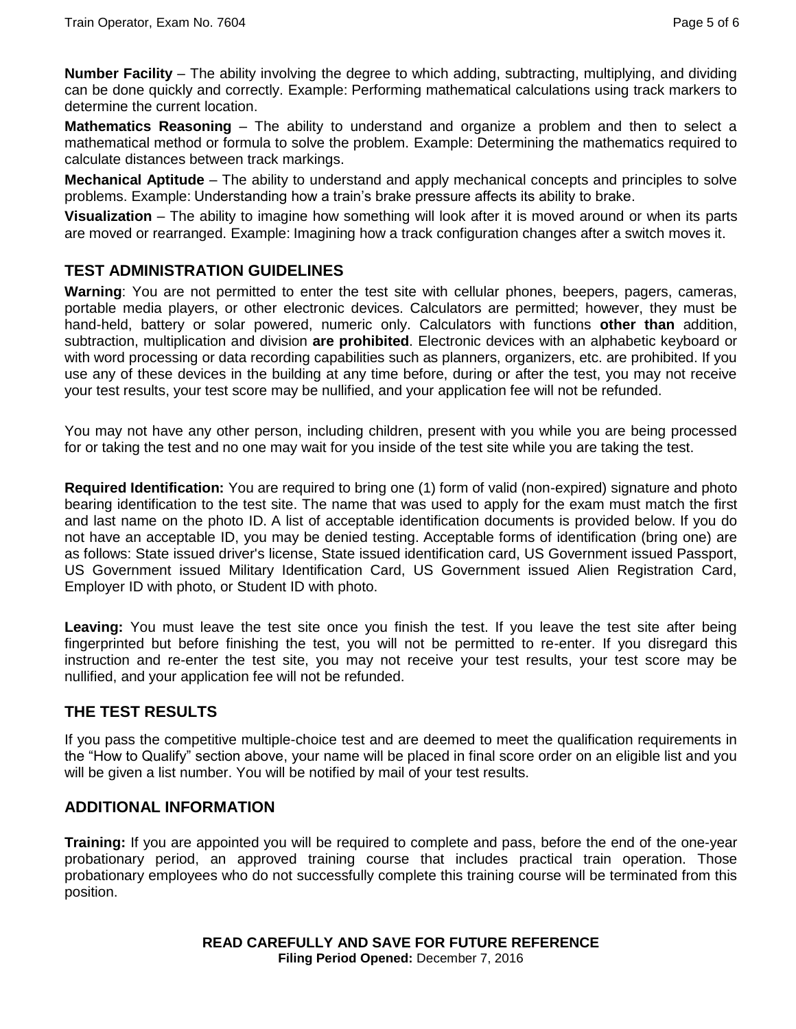**Number Facility** – The ability involving the degree to which adding, subtracting, multiplying, and dividing can be done quickly and correctly. Example: Performing mathematical calculations using track markers to determine the current location.

**Mathematics Reasoning** – The ability to understand and organize a problem and then to select a mathematical method or formula to solve the problem. Example: Determining the mathematics required to calculate distances between track markings.

**Mechanical Aptitude** – The ability to understand and apply mechanical concepts and principles to solve problems. Example: Understanding how a train's brake pressure affects its ability to brake.

**Visualization** – The ability to imagine how something will look after it is moved around or when its parts are moved or rearranged. Example: Imagining how a track configuration changes after a switch moves it.

## TEST ADMINISTRATION GUIDELINES

**Warning**: You are not permitted to enter the test site with cellular phones, beepers, pagers, cameras, portable media players, or other electronic devices. Calculators are permitted; however, they must be hand-held, battery or solar powered, numeric only. Calculators with functions **other than** addition, subtraction, multiplication and division **are prohibited**. Electronic devices with an alphabetic keyboard or with word processing or data recording capabilities such as planners, organizers, etc. are prohibited. If you use any of these devices in the building at any time before, during or after the test, you may not receive your test results, your test score may be nullified, and your application fee will not be refunded.

You may not have any other person, including children, present with you while you are being processed for or taking the test and no one may wait for you inside of the test site while you are taking the test.

**Required Identification:** You are required to bring one (1) form of valid (non-expired) signature and photo bearing identification to the test site. The name that was used to apply for the exam must match the first and last name on the photo ID. A list of acceptable identification documents is provided below. If you do not have an acceptable ID, you may be denied testing. Acceptable forms of identification (bring one) are as follows: State issued driver's license, State issued identification card, US Government issued Passport, US Government issued Military Identification Card, US Government issued Alien Registration Card, Employer ID with photo, or Student ID with photo.

**Leaving:** You must leave the test site once you finish the test. If you leave the test site after being fingerprinted but before finishing the test, you will not be permitted to re-enter. If you disregard this instruction and re-enter the test site, you may not receive your test results, your test score may be nullified, and your application fee will not be refunded.

## THE TEST RESULTS

If you pass the competitive multiple-choice test and are deemed to meet the qualification requirements in the "How to Qualify" section above, your name will be placed in final score order on an eligible list and you will be given a list number. You will be notified by mail of your test results.

## ADDITIONAL INFORMATION

**Training:** If you are appointed you will be required to complete and pass, before the end of the one-year probationary period, an approved training course that includes practical train operation. Those probationary employees who do not successfully complete this training course will be terminated from this position.

**READ CAREFULLY AND SAVE FOR FUTURE REFERENCE**
**Filing Period Opened:** December 7, 2016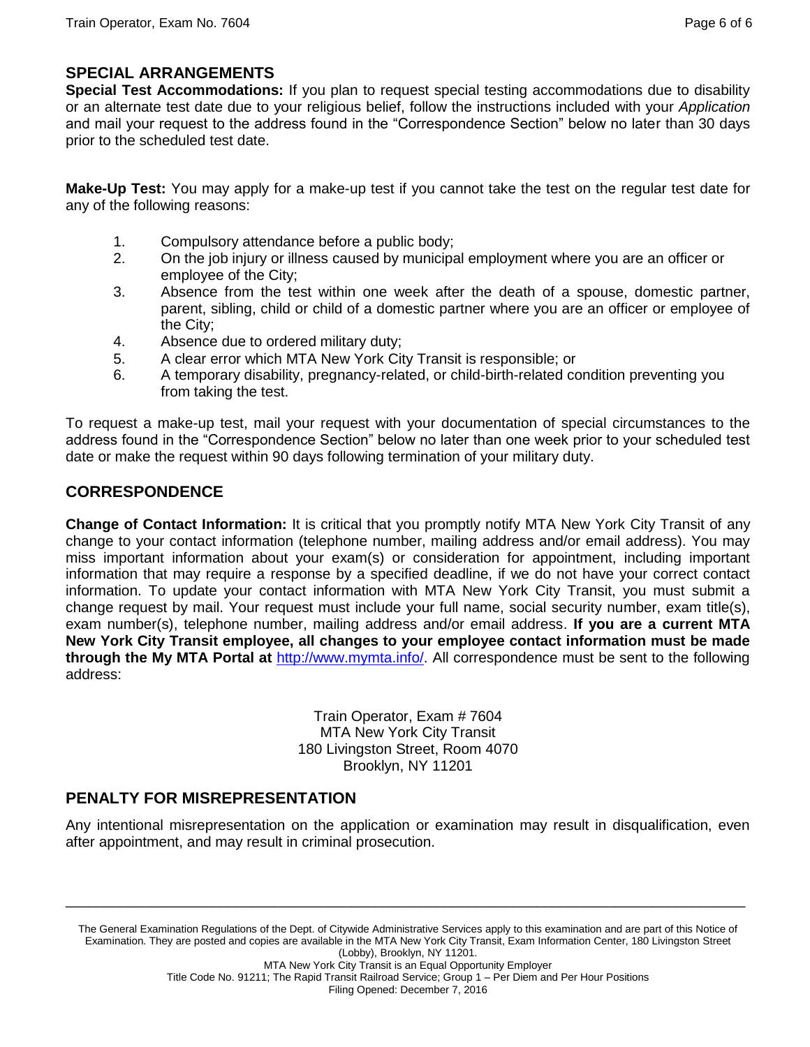## SPECIAL ARRANGEMENTS

**Special Test Accommodations:** If you plan to request special testing accommodations due to disability or an alternate test date due to your religious belief, follow the instructions included with your *Application* and mail your request to the address found in the "Correspondence Section" below no later than 30 days prior to the scheduled test date.

**Make-Up Test:** You may apply for a make-up test if you cannot take the test on the regular test date for any of the following reasons:

1. Compulsory attendance before a public body;
2. On the job injury or illness caused by municipal employment where you are an officer or employee of the City;
3. Absence from the test within one week after the death of a spouse, domestic partner, parent, sibling, child or child of a domestic partner where you are an officer or employee of the City;
4. Absence due to ordered military duty;
5. A clear error which MTA New York City Transit is responsible; or
6. A temporary disability, pregnancy-related, or child-birth-related condition preventing you from taking the test.

To request a make-up test, mail your request with your documentation of special circumstances to the address found in the "Correspondence Section" below no later than one week prior to your scheduled test date or make the request within 90 days following termination of your military duty.

## CORRESPONDENCE

**Change of Contact Information:** It is critical that you promptly notify MTA New York City Transit of any change to your contact information (telephone number, mailing address and/or email address). You may miss important information about your exam(s) or consideration for appointment, including important information that may require a response by a specified deadline, if we do not have your correct contact information. To update your contact information with MTA New York City Transit, you must submit a change request by mail. Your request must include your full name, social security number, exam title(s), exam number(s), telephone number, mailing address and/or email address. **If you are a current MTA New York City Transit employee, all changes to your employee contact information must be made through the My MTA Portal at** http://www.mymta.info/. All correspondence must be sent to the following address:

Train Operator, Exam # 7604
MTA New York City Transit
180 Livingston Street, Room 4070
Brooklyn, NY 11201

## PENALTY FOR MISREPRESENTATION

Any intentional misrepresentation on the application or examination may result in disqualification, even after appointment, and may result in criminal prosecution.

---

The General Examination Regulations of the Dept. of Citywide Administrative Services apply to this examination and are part of this Notice of Examination. They are posted and copies are available in the MTA New York City Transit, Exam Information Center, 180 Livingston Street (Lobby), Brooklyn, NY 11201.
MTA New York City Transit is an Equal Opportunity Employer
Title Code No. 91211; The Rapid Transit Railroad Service; Group 1 – Per Diem and Per Hour Positions
Filing Opened: December 7, 2016